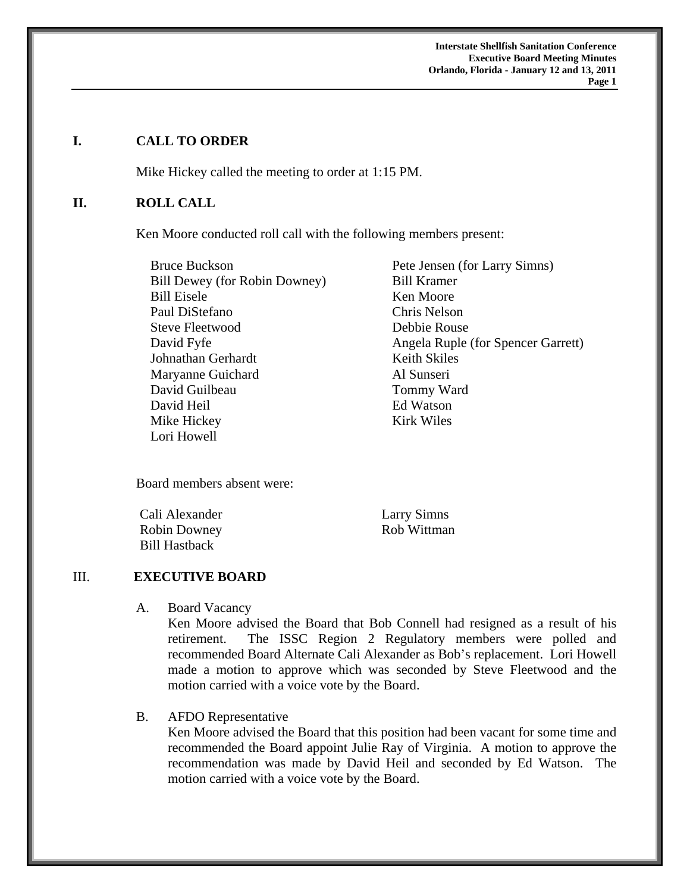## I. CALL TO ORDER

Mike Hickey called the meeting to order at 1:15 PM.

## II. ROLL CALL

Ken Moore conducted roll call with the following members present:

Bruce Buckson
Bill Dewey (for Robin Downey)
Bill Eisele
Paul DiStefano
Steve Fleetwood
David Fyfe
Johnathan Gerhardt
Maryanne Guichard
David Guilbeau
David Heil
Mike Hickey
Lori Howell
Pete Jensen (for Larry Simns)
Bill Kramer
Ken Moore
Chris Nelson
Debbie Rouse
Angela Ruple (for Spencer Garrett)
Keith Skiles
Al Sunseri
Tommy Ward
Ed Watson
Kirk Wiles

Board members absent were:

Cali Alexander
Robin Downey
Bill Hastback
Larry Simns
Rob Wittman

## III. EXECUTIVE BOARD

A. Board Vacancy

Ken Moore advised the Board that Bob Connell had resigned as a result of his retirement. The ISSC Region 2 Regulatory members were polled and recommended Board Alternate Cali Alexander as Bob's replacement. Lori Howell made a motion to approve which was seconded by Steve Fleetwood and the motion carried with a voice vote by the Board.

B. AFDO Representative

Ken Moore advised the Board that this position had been vacant for some time and recommended the Board appoint Julie Ray of Virginia. A motion to approve the recommendation was made by David Heil and seconded by Ed Watson. The motion carried with a voice vote by the Board.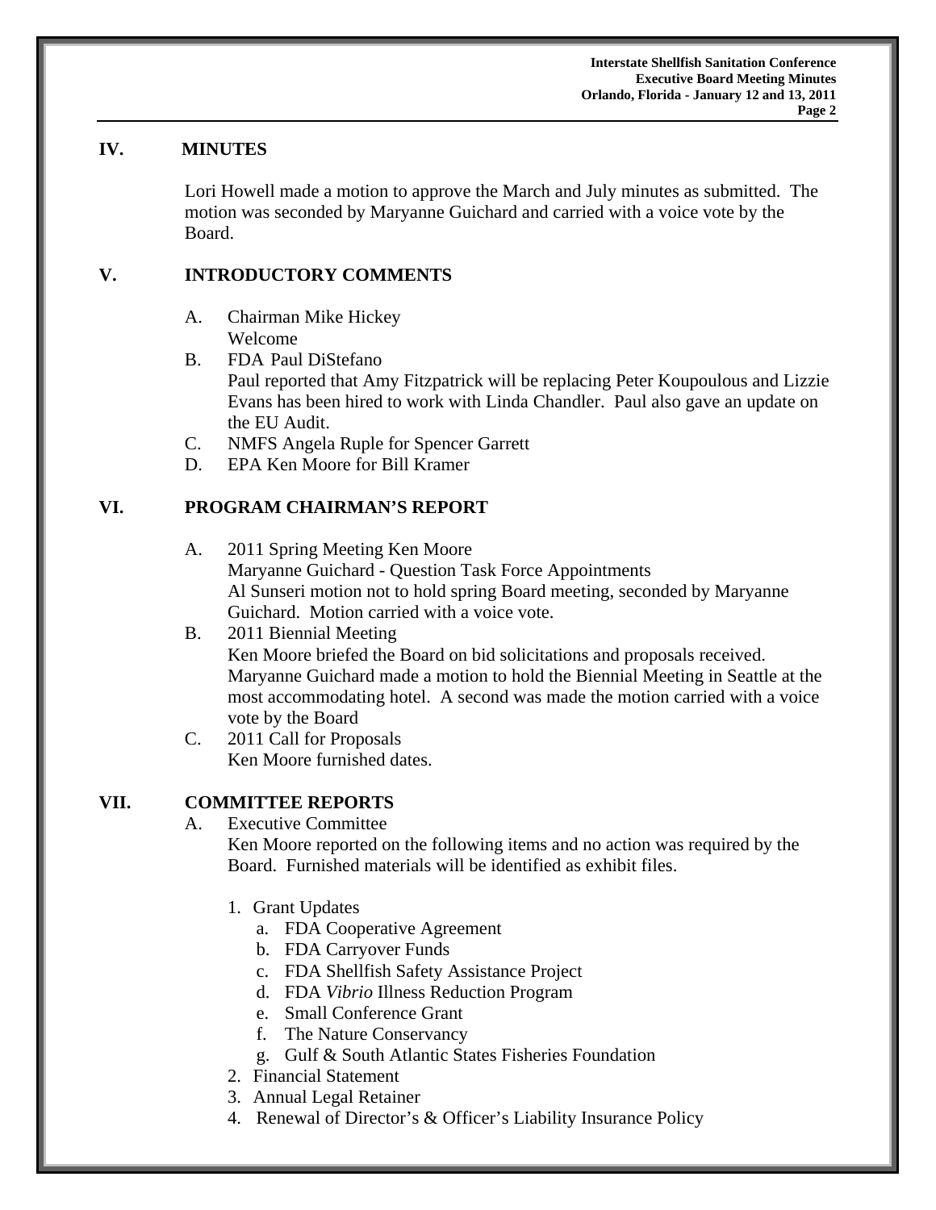## IV. MINUTES

Lori Howell made a motion to approve the March and July minutes as submitted. The motion was seconded by Maryanne Guichard and carried with a voice vote by the Board.

## V. INTRODUCTORY COMMENTS

A. Chairman Mike Hickey
   Welcome

B. FDA Paul DiStefano
   Paul reported that Amy Fitzpatrick will be replacing Peter Koupoulous and Lizzie Evans has been hired to work with Linda Chandler. Paul also gave an update on the EU Audit.

C. NMFS Angela Ruple for Spencer Garrett

D. EPA Ken Moore for Bill Kramer

## VI. PROGRAM CHAIRMAN'S REPORT

A. 2011 Spring Meeting Ken Moore
   Maryanne Guichard - Question Task Force Appointments
   Al Sunseri motion not to hold spring Board meeting, seconded by Maryanne Guichard. Motion carried with a voice vote.

B. 2011 Biennial Meeting
   Ken Moore briefed the Board on bid solicitations and proposals received. Maryanne Guichard made a motion to hold the Biennial Meeting in Seattle at the most accommodating hotel. A second was made the motion carried with a voice vote by the Board

C. 2011 Call for Proposals
   Ken Moore furnished dates.

## VII. COMMITTEE REPORTS

A. Executive Committee
   Ken Moore reported on the following items and no action was required by the Board. Furnished materials will be identified as exhibit files.

   1. Grant Updates
      a. FDA Cooperative Agreement
      b. FDA Carryover Funds
      c. FDA Shellfish Safety Assistance Project
      d. FDA *Vibrio* Illness Reduction Program
      e. Small Conference Grant
      f. The Nature Conservancy
      g. Gulf & South Atlantic States Fisheries Foundation
   2. Financial Statement
   3. Annual Legal Retainer
   4. Renewal of Director's & Officer's Liability Insurance Policy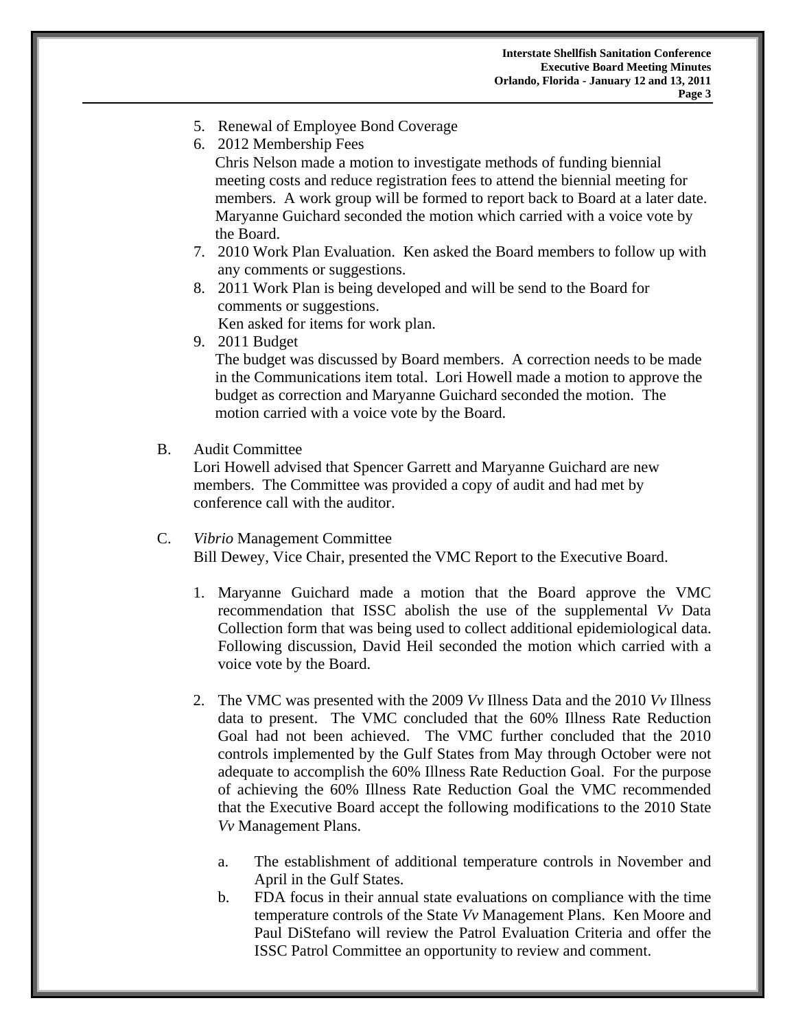5. Renewal of Employee Bond Coverage
6. 2012 Membership Fees

   Chris Nelson made a motion to investigate methods of funding biennial meeting costs and reduce registration fees to attend the biennial meeting for members. A work group will be formed to report back to Board at a later date. Maryanne Guichard seconded the motion which carried with a voice vote by the Board.
7. 2010 Work Plan Evaluation. Ken asked the Board members to follow up with any comments or suggestions.
8. 2011 Work Plan is being developed and will be send to the Board for comments or suggestions.

   Ken asked for items for work plan.
9. 2011 Budget

   The budget was discussed by Board members. A correction needs to be made in the Communications item total. Lori Howell made a motion to approve the budget as correction and Maryanne Guichard seconded the motion. The motion carried with a voice vote by the Board.

B. Audit Committee

Lori Howell advised that Spencer Garrett and Maryanne Guichard are new members. The Committee was provided a copy of audit and had met by conference call with the auditor.

C. *Vibrio* Management Committee

Bill Dewey, Vice Chair, presented the VMC Report to the Executive Board.

1. Maryanne Guichard made a motion that the Board approve the VMC recommendation that ISSC abolish the use of the supplemental *Vv* Data Collection form that was being used to collect additional epidemiological data. Following discussion, David Heil seconded the motion which carried with a voice vote by the Board.

2. The VMC was presented with the 2009 *Vv* Illness Data and the 2010 *Vv* Illness data to present. The VMC concluded that the 60% Illness Rate Reduction Goal had not been achieved. The VMC further concluded that the 2010 controls implemented by the Gulf States from May through October were not adequate to accomplish the 60% Illness Rate Reduction Goal. For the purpose of achieving the 60% Illness Rate Reduction Goal the VMC recommended that the Executive Board accept the following modifications to the 2010 State *Vv* Management Plans.

   a. The establishment of additional temperature controls in November and April in the Gulf States.
   b. FDA focus in their annual state evaluations on compliance with the time temperature controls of the State *Vv* Management Plans. Ken Moore and Paul DiStefano will review the Patrol Evaluation Criteria and offer the ISSC Patrol Committee an opportunity to review and comment.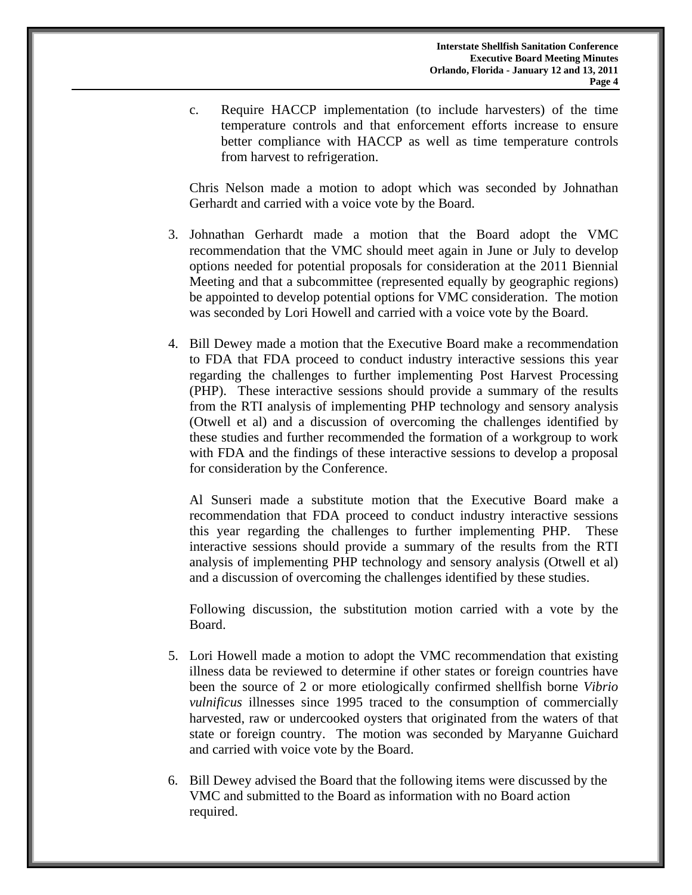c. Require HACCP implementation (to include harvesters) of the time temperature controls and that enforcement efforts increase to ensure better compliance with HACCP as well as time temperature controls from harvest to refrigeration.

Chris Nelson made a motion to adopt which was seconded by Johnathan Gerhardt and carried with a voice vote by the Board.

3. Johnathan Gerhardt made a motion that the Board adopt the VMC recommendation that the VMC should meet again in June or July to develop options needed for potential proposals for consideration at the 2011 Biennial Meeting and that a subcommittee (represented equally by geographic regions) be appointed to develop potential options for VMC consideration. The motion was seconded by Lori Howell and carried with a voice vote by the Board.

4. Bill Dewey made a motion that the Executive Board make a recommendation to FDA that FDA proceed to conduct industry interactive sessions this year regarding the challenges to further implementing Post Harvest Processing (PHP). These interactive sessions should provide a summary of the results from the RTI analysis of implementing PHP technology and sensory analysis (Otwell et al) and a discussion of overcoming the challenges identified by these studies and further recommended the formation of a workgroup to work with FDA and the findings of these interactive sessions to develop a proposal for consideration by the Conference.

   Al Sunseri made a substitute motion that the Executive Board make a recommendation that FDA proceed to conduct industry interactive sessions this year regarding the challenges to further implementing PHP. These interactive sessions should provide a summary of the results from the RTI analysis of implementing PHP technology and sensory analysis (Otwell et al) and a discussion of overcoming the challenges identified by these studies.

   Following discussion, the substitution motion carried with a vote by the Board.

5. Lori Howell made a motion to adopt the VMC recommendation that existing illness data be reviewed to determine if other states or foreign countries have been the source of 2 or more etiologically confirmed shellfish borne *Vibrio vulnificus* illnesses since 1995 traced to the consumption of commercially harvested, raw or undercooked oysters that originated from the waters of that state or foreign country. The motion was seconded by Maryanne Guichard and carried with voice vote by the Board.

6. Bill Dewey advised the Board that the following items were discussed by the VMC and submitted to the Board as information with no Board action required.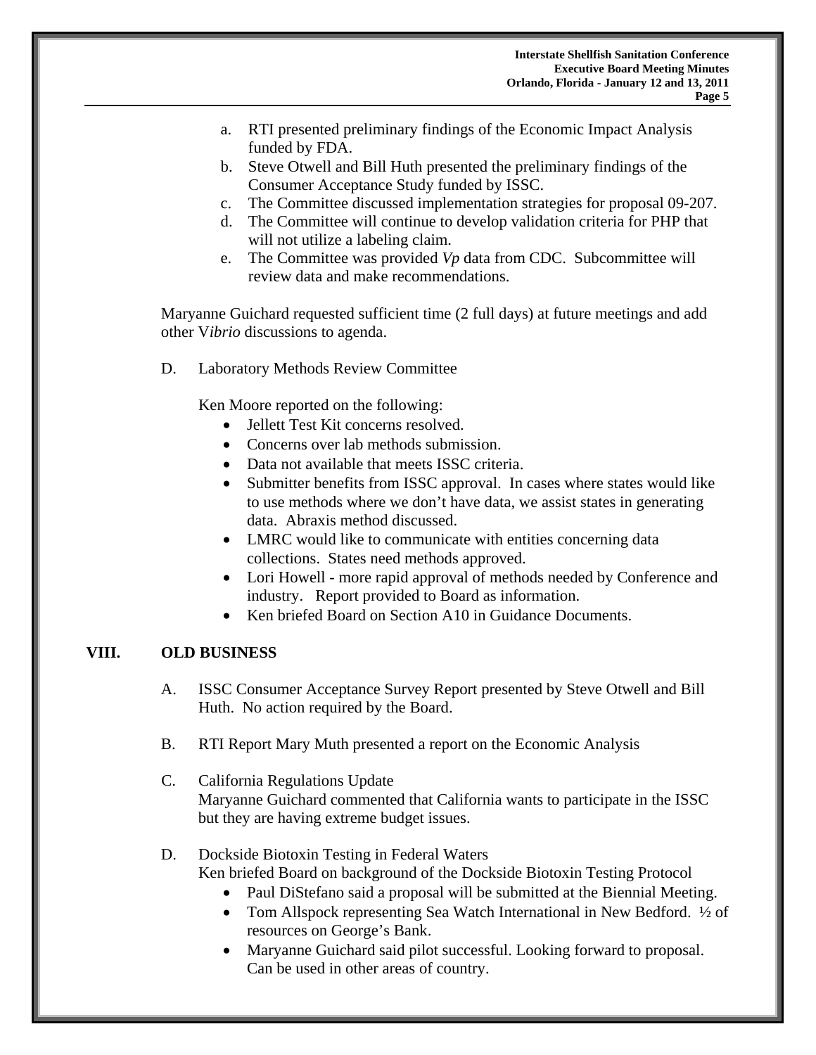a. RTI presented preliminary findings of the Economic Impact Analysis funded by FDA.
b. Steve Otwell and Bill Huth presented the preliminary findings of the Consumer Acceptance Study funded by ISSC.
c. The Committee discussed implementation strategies for proposal 09-207.
d. The Committee will continue to develop validation criteria for PHP that will not utilize a labeling claim.
e. The Committee was provided *Vp* data from CDC. Subcommittee will review data and make recommendations.

Maryanne Guichard requested sufficient time (2 full days) at future meetings and add other V*ibrio* discussions to agenda.

D. Laboratory Methods Review Committee

Ken Moore reported on the following:

- Jellett Test Kit concerns resolved.
- Concerns over lab methods submission.
- Data not available that meets ISSC criteria.
- Submitter benefits from ISSC approval. In cases where states would like to use methods where we don't have data, we assist states in generating data. Abraxis method discussed.
- LMRC would like to communicate with entities concerning data collections. States need methods approved.
- Lori Howell - more rapid approval of methods needed by Conference and industry. Report provided to Board as information.
- Ken briefed Board on Section A10 in Guidance Documents.

## VIII. OLD BUSINESS

A. ISSC Consumer Acceptance Survey Report presented by Steve Otwell and Bill Huth. No action required by the Board.

B. RTI Report Mary Muth presented a report on the Economic Analysis

C. California Regulations Update
Maryanne Guichard commented that California wants to participate in the ISSC but they are having extreme budget issues.

D. Dockside Biotoxin Testing in Federal Waters
Ken briefed Board on background of the Dockside Biotoxin Testing Protocol

- Paul DiStefano said a proposal will be submitted at the Biennial Meeting.
- Tom Allspock representing Sea Watch International in New Bedford. ½ of resources on George's Bank.
- Maryanne Guichard said pilot successful. Looking forward to proposal. Can be used in other areas of country.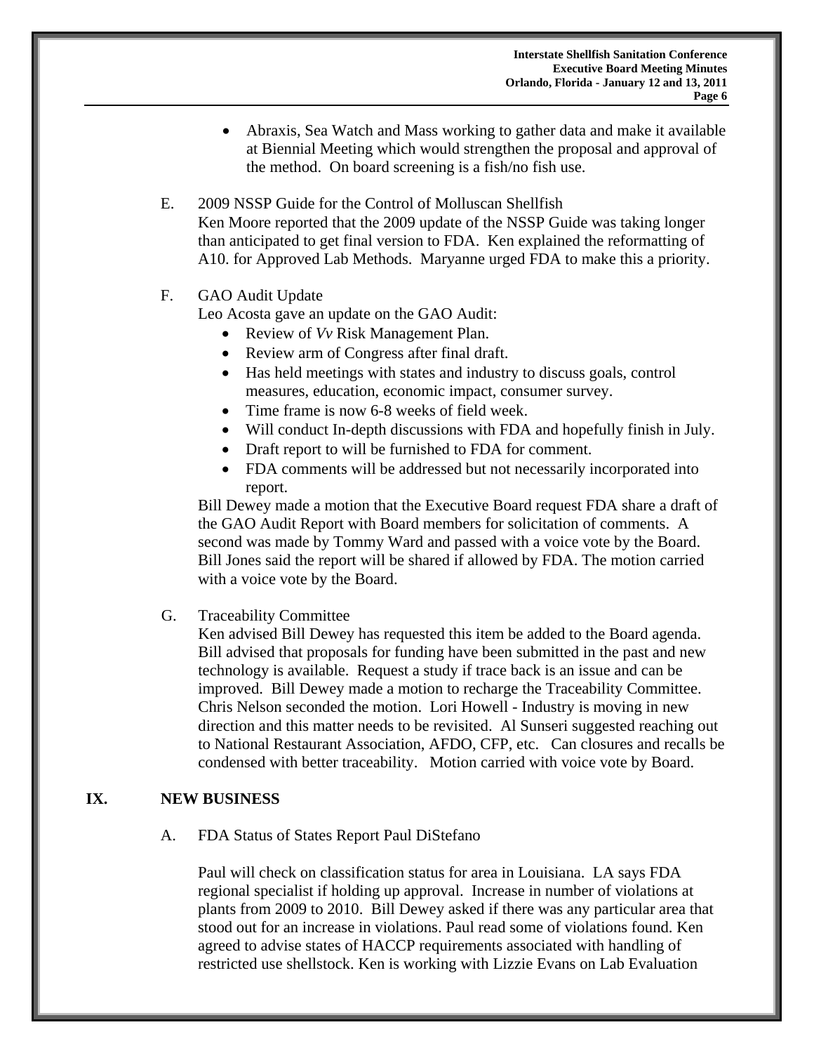- Abraxis, Sea Watch and Mass working to gather data and make it available at Biennial Meeting which would strengthen the proposal and approval of the method. On board screening is a fish/no fish use.

E. 2009 NSSP Guide for the Control of Molluscan Shellfish

Ken Moore reported that the 2009 update of the NSSP Guide was taking longer than anticipated to get final version to FDA. Ken explained the reformatting of A10. for Approved Lab Methods. Maryanne urged FDA to make this a priority.

F. GAO Audit Update

Leo Acosta gave an update on the GAO Audit:

- Review of *Vv* Risk Management Plan.
- Review arm of Congress after final draft.
- Has held meetings with states and industry to discuss goals, control measures, education, economic impact, consumer survey.
- Time frame is now 6-8 weeks of field week.
- Will conduct In-depth discussions with FDA and hopefully finish in July.
- Draft report to will be furnished to FDA for comment.
- FDA comments will be addressed but not necessarily incorporated into report.

Bill Dewey made a motion that the Executive Board request FDA share a draft of the GAO Audit Report with Board members for solicitation of comments. A second was made by Tommy Ward and passed with a voice vote by the Board. Bill Jones said the report will be shared if allowed by FDA. The motion carried with a voice vote by the Board.

G. Traceability Committee

Ken advised Bill Dewey has requested this item be added to the Board agenda. Bill advised that proposals for funding have been submitted in the past and new technology is available. Request a study if trace back is an issue and can be improved. Bill Dewey made a motion to recharge the Traceability Committee. Chris Nelson seconded the motion. Lori Howell - Industry is moving in new direction and this matter needs to be revisited. Al Sunseri suggested reaching out to National Restaurant Association, AFDO, CFP, etc. Can closures and recalls be condensed with better traceability. Motion carried with voice vote by Board.

## IX. NEW BUSINESS

A. FDA Status of States Report Paul DiStefano

Paul will check on classification status for area in Louisiana. LA says FDA regional specialist if holding up approval. Increase in number of violations at plants from 2009 to 2010. Bill Dewey asked if there was any particular area that stood out for an increase in violations. Paul read some of violations found. Ken agreed to advise states of HACCP requirements associated with handling of restricted use shellstock. Ken is working with Lizzie Evans on Lab Evaluation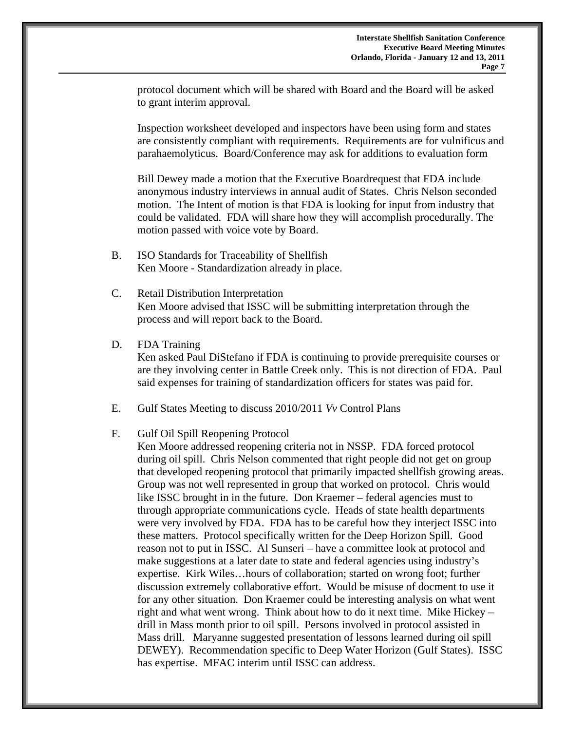protocol document which will be shared with Board and the Board will be asked to grant interim approval.

Inspection worksheet developed and inspectors have been using form and states are consistently compliant with requirements. Requirements are for vulnificus and parahaemolyticus. Board/Conference may ask for additions to evaluation form

Bill Dewey made a motion that the Executive Boardrequest that FDA include anonymous industry interviews in annual audit of States. Chris Nelson seconded motion. The Intent of motion is that FDA is looking for input from industry that could be validated. FDA will share how they will accomplish procedurally. The motion passed with voice vote by Board.

B. ISO Standards for Traceability of Shellfish
Ken Moore - Standardization already in place.

C. Retail Distribution Interpretation
Ken Moore advised that ISSC will be submitting interpretation through the process and will report back to the Board.

D. FDA Training
Ken asked Paul DiStefano if FDA is continuing to provide prerequisite courses or are they involving center in Battle Creek only. This is not direction of FDA. Paul said expenses for training of standardization officers for states was paid for.

E. Gulf States Meeting to discuss 2010/2011 *Vv* Control Plans

F. Gulf Oil Spill Reopening Protocol
Ken Moore addressed reopening criteria not in NSSP. FDA forced protocol during oil spill. Chris Nelson commented that right people did not get on group that developed reopening protocol that primarily impacted shellfish growing areas. Group was not well represented in group that worked on protocol. Chris would like ISSC brought in in the future. Don Kraemer – federal agencies must to through appropriate communications cycle. Heads of state health departments were very involved by FDA. FDA has to be careful how they interject ISSC into these matters. Protocol specifically written for the Deep Horizon Spill. Good reason not to put in ISSC. Al Sunseri – have a committee look at protocol and make suggestions at a later date to state and federal agencies using industry's expertise. Kirk Wiles…hours of collaboration; started on wrong foot; further discussion extremely collaborative effort. Would be misuse of docment to use it for any other situation. Don Kraemer could be interesting analysis on what went right and what went wrong. Think about how to do it next time. Mike Hickey – drill in Mass month prior to oil spill. Persons involved in protocol assisted in Mass drill. Maryanne suggested presentation of lessons learned during oil spill DEWEY). Recommendation specific to Deep Water Horizon (Gulf States). ISSC has expertise. MFAC interim until ISSC can address.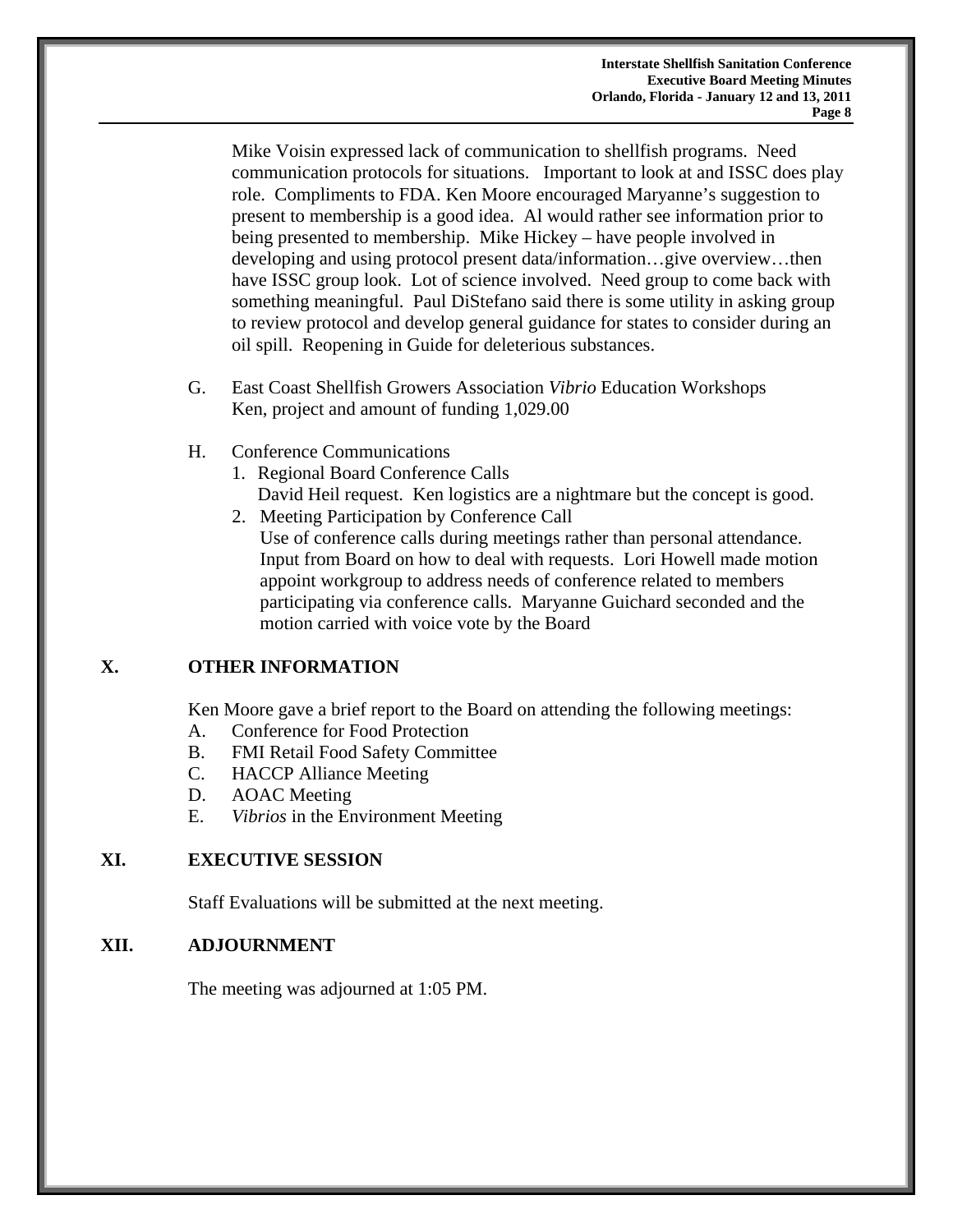Mike Voisin expressed lack of communication to shellfish programs. Need communication protocols for situations. Important to look at and ISSC does play role. Compliments to FDA. Ken Moore encouraged Maryanne's suggestion to present to membership is a good idea. Al would rather see information prior to being presented to membership. Mike Hickey – have people involved in developing and using protocol present data/information…give overview…then have ISSC group look. Lot of science involved. Need group to come back with something meaningful. Paul DiStefano said there is some utility in asking group to review protocol and develop general guidance for states to consider during an oil spill. Reopening in Guide for deleterious substances.

G. East Coast Shellfish Growers Association *Vibrio* Education Workshops
Ken, project and amount of funding 1,029.00

H. Conference Communications

1. Regional Board Conference Calls
   David Heil request. Ken logistics are a nightmare but the concept is good.
2. Meeting Participation by Conference Call
   Use of conference calls during meetings rather than personal attendance. Input from Board on how to deal with requests. Lori Howell made motion appoint workgroup to address needs of conference related to members participating via conference calls. Maryanne Guichard seconded and the motion carried with voice vote by the Board

## X. OTHER INFORMATION

Ken Moore gave a brief report to the Board on attending the following meetings:

A. Conference for Food Protection
B. FMI Retail Food Safety Committee
C. HACCP Alliance Meeting
D. AOAC Meeting
E. *Vibrios* in the Environment Meeting

## XI. EXECUTIVE SESSION

Staff Evaluations will be submitted at the next meeting.

## XII. ADJOURNMENT

The meeting was adjourned at 1:05 PM.